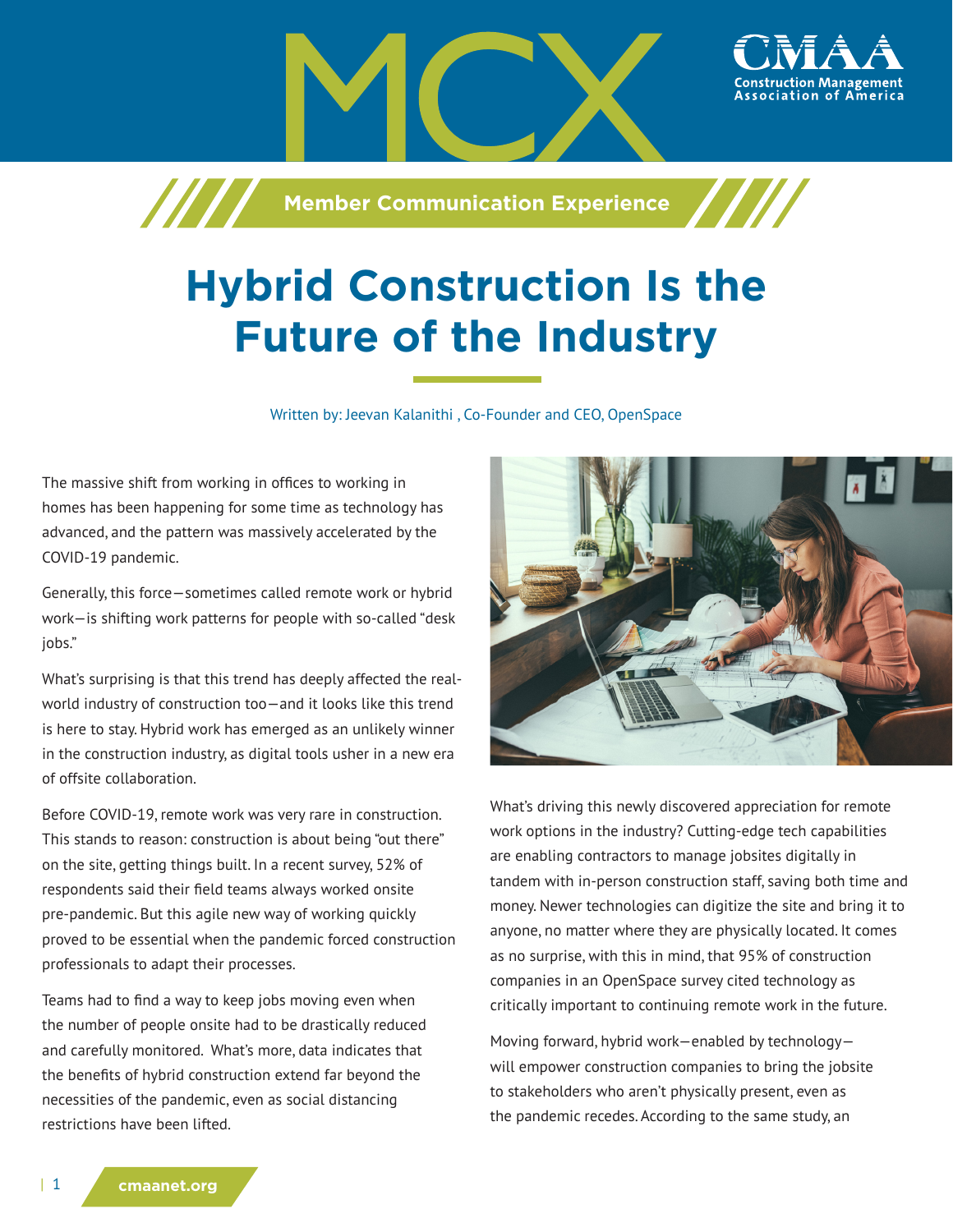# Hybrid Construction Is the Future of the Industry

Written by: Jeevan Kalanithi , Co-Founder and CEO, OpenSpace

The massive shift from working in offices to working in homes has been happening for some time as technology has advanced, and the pattern was massively accelerated by the COVID-19 pandemic.

Generally, this force—sometimes called remote work or hybrid work—is shifting work patterns for people with so-called "desk jobs."

What's surprising is that this trend has deeply affected the real-world industry of construction too—and it looks like this trend is here to stay. Hybrid work has emerged as an unlikely winner in the construction industry, as digital tools usher in a new era of offsite collaboration.

Before COVID-19, remote work was very rare in construction. This stands to reason: construction is about being "out there" on the site, getting things built. In a recent survey, 52% of respondents said their field teams always worked onsite pre-pandemic. But this agile new way of working quickly proved to be essential when the pandemic forced construction professionals to adapt their processes.

Teams had to find a way to keep jobs moving even when the number of people onsite had to be drastically reduced and carefully monitored. What's more, data indicates that the benefits of hybrid construction extend far beyond the necessities of the pandemic, even as social distancing restrictions have been lifted.

What's driving this newly discovered appreciation for remote work options in the industry? Cutting-edge tech capabilities are enabling contractors to manage jobsites digitally in tandem with in-person construction staff, saving both time and money. Newer technologies can digitize the site and bring it to anyone, no matter where they are physically located. It comes as no surprise, with this in mind, that 95% of construction companies in an OpenSpace survey cited technology as critically important to continuing remote work in the future.

Moving forward, hybrid work—enabled by technology—will empower construction companies to bring the jobsite to stakeholders who aren't physically present, even as the pandemic recedes. According to the same study, an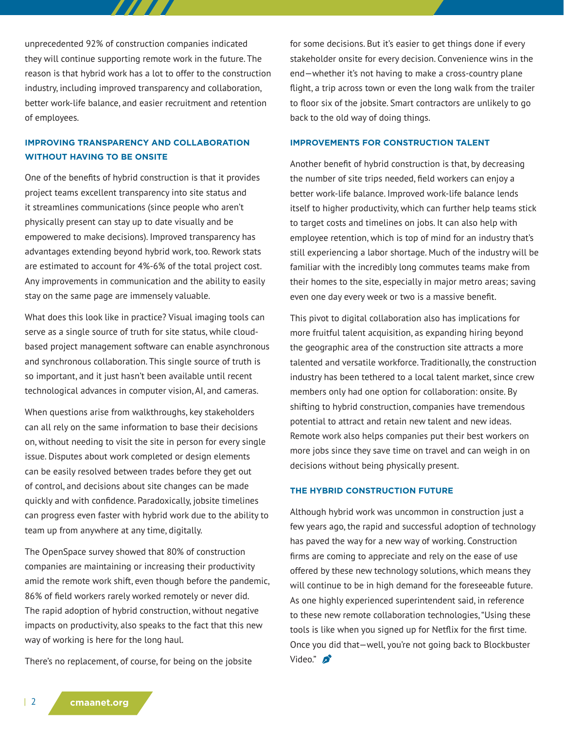unprecedented 92% of construction companies indicated they will continue supporting remote work in the future. The reason is that hybrid work has a lot to offer to the construction industry, including improved transparency and collaboration, better work-life balance, and easier recruitment and retention of employees.

### IMPROVING TRANSPARENCY AND COLLABORATION WITHOUT HAVING TO BE ONSITE

One of the benefits of hybrid construction is that it provides project teams excellent transparency into site status and it streamlines communications (since people who aren't physically present can stay up to date visually and be empowered to make decisions). Improved transparency has advantages extending beyond hybrid work, too. Rework stats are estimated to account for 4%-6% of the total project cost. Any improvements in communication and the ability to easily stay on the same page are immensely valuable.

What does this look like in practice? Visual imaging tools can serve as a single source of truth for site status, while cloud-based project management software can enable asynchronous and synchronous collaboration. This single source of truth is so important, and it just hasn't been available until recent technological advances in computer vision, AI, and cameras.

When questions arise from walkthroughs, key stakeholders can all rely on the same information to base their decisions on, without needing to visit the site in person for every single issue. Disputes about work completed or design elements can be easily resolved between trades before they get out of control, and decisions about site changes can be made quickly and with confidence. Paradoxically, jobsite timelines can progress even faster with hybrid work due to the ability to team up from anywhere at any time, digitally.

The OpenSpace survey showed that 80% of construction companies are maintaining or increasing their productivity amid the remote work shift, even though before the pandemic, 86% of field workers rarely worked remotely or never did. The rapid adoption of hybrid construction, without negative impacts on productivity, also speaks to the fact that this new way of working is here for the long haul.

There's no replacement, of course, for being on the jobsite for some decisions. But it's easier to get things done if every stakeholder onsite for every decision. Convenience wins in the end—whether it's not having to make a cross-country plane flight, a trip across town or even the long walk from the trailer to floor six of the jobsite. Smart contractors are unlikely to go back to the old way of doing things.

### IMPROVEMENTS FOR CONSTRUCTION TALENT

Another benefit of hybrid construction is that, by decreasing the number of site trips needed, field workers can enjoy a better work-life balance. Improved work-life balance lends itself to higher productivity, which can further help teams stick to target costs and timelines on jobs. It can also help with employee retention, which is top of mind for an industry that's still experiencing a labor shortage. Much of the industry will be familiar with the incredibly long commutes teams make from their homes to the site, especially in major metro areas; saving even one day every week or two is a massive benefit.

This pivot to digital collaboration also has implications for more fruitful talent acquisition, as expanding hiring beyond the geographic area of the construction site attracts a more talented and versatile workforce. Traditionally, the construction industry has been tethered to a local talent market, since crew members only had one option for collaboration: onsite. By shifting to hybrid construction, companies have tremendous potential to attract and retain new talent and new ideas. Remote work also helps companies put their best workers on more jobs since they save time on travel and can weigh in on decisions without being physically present.

### THE HYBRID CONSTRUCTION FUTURE

Although hybrid work was uncommon in construction just a few years ago, the rapid and successful adoption of technology has paved the way for a new way of working. Construction firms are coming to appreciate and rely on the ease of use offered by these new technology solutions, which means they will continue to be in high demand for the foreseeable future. As one highly experienced superintendent said, in reference to these new remote collaboration technologies, "Using these tools is like when you signed up for Netflix for the first time. Once you did that—well, you're not going back to Blockbuster Video."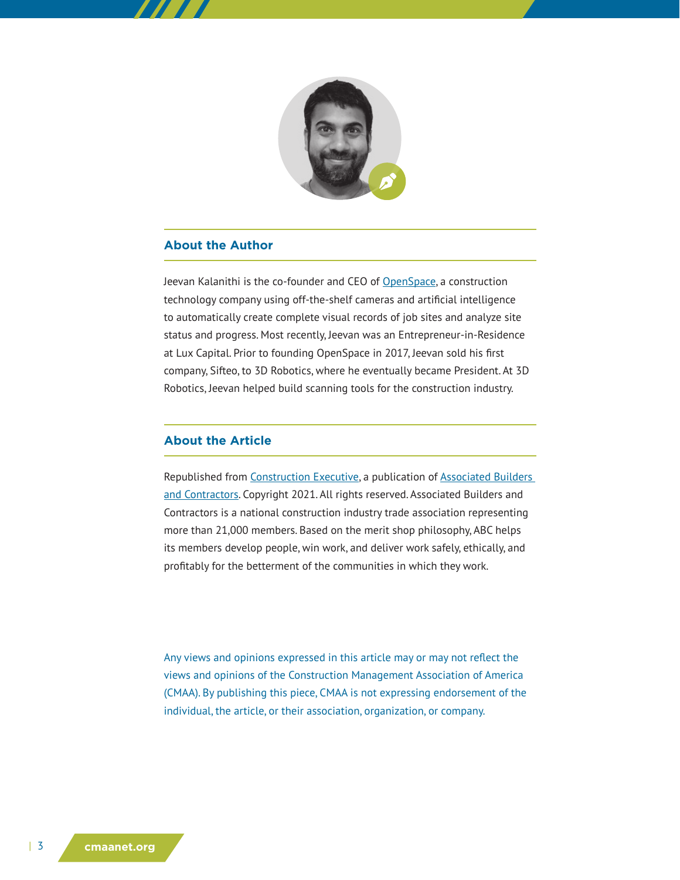## About the Author

Jeevan Kalanithi is the co-founder and CEO of OpenSpace, a construction technology company using off-the-shelf cameras and artificial intelligence to automatically create complete visual records of job sites and analyze site status and progress. Most recently, Jeevan was an Entrepreneur-in-Residence at Lux Capital. Prior to founding OpenSpace in 2017, Jeevan sold his first company, Sifteo, to 3D Robotics, where he eventually became President. At 3D Robotics, Jeevan helped build scanning tools for the construction industry.

## About the Article

Republished from Construction Executive, a publication of Associated Builders and Contractors. Copyright 2021. All rights reserved. Associated Builders and Contractors is a national construction industry trade association representing more than 21,000 members. Based on the merit shop philosophy, ABC helps its members develop people, win work, and deliver work safely, ethically, and profitably for the betterment of the communities in which they work.

Any views and opinions expressed in this article may or may not reflect the views and opinions of the Construction Management Association of America (CMAA). By publishing this piece, CMAA is not expressing endorsement of the individual, the article, or their association, organization, or company.